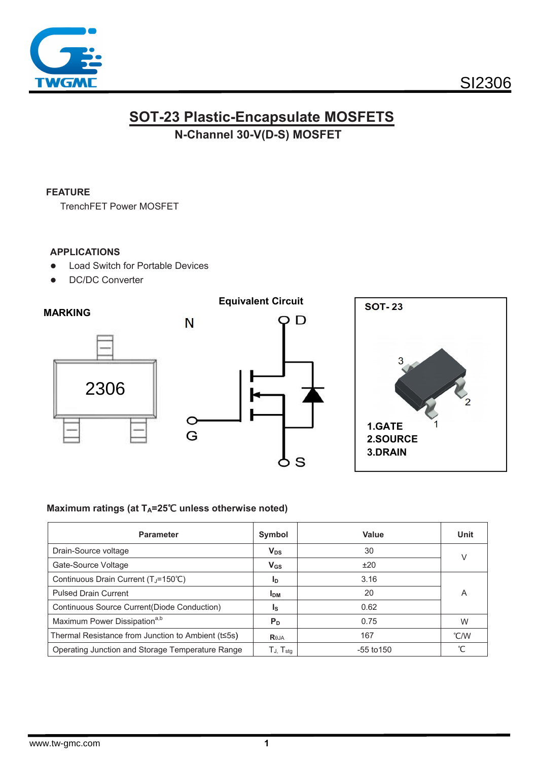SI2306

# SOT-23 Plastic-Encapsulate MOSFETS

## N-Channel 30-V(D-S) MOSFET

### FEATURE

TrenchFET Power MOSFET

### APPLICATIONS

- Load Switch for Portable Devices
- DC/DC Converter

### MARKING

2306

### Equivalent Circuit

N

D

G

S

### SOT- 23

1.GATE
2.SOURCE
3.DRAIN

### Maximum ratings (at $T_A$=25℃ unless otherwise noted)

| Parameter | Symbol | Value | Unit |
|---|---|---|---|
| Drain-Source voltage | $V_{DS}$ | 30 | V |
| Gate-Source Voltage | $V_{GS}$ | ±20 | |
| Continuous Drain Current ($T_J$=150℃) | $I_D$ | 3.16 | A |
| Pulsed Drain Current | $I_{DM}$ | 20 | |
| Continuous Source Current(Diode Conduction) | $I_S$ | 0.62 | |
| Maximum Power Dissipation[a,b] | $P_D$ | 0.75 | W |
| Thermal Resistance from Junction to Ambient (t≤5s) | $R_{\theta JA}$ | 167 | ℃/W |
| Operating Junction and Storage Temperature Range | $T_J$, $T_{stg}$ | -55 to150 | ℃ |

www.tw-gmc.com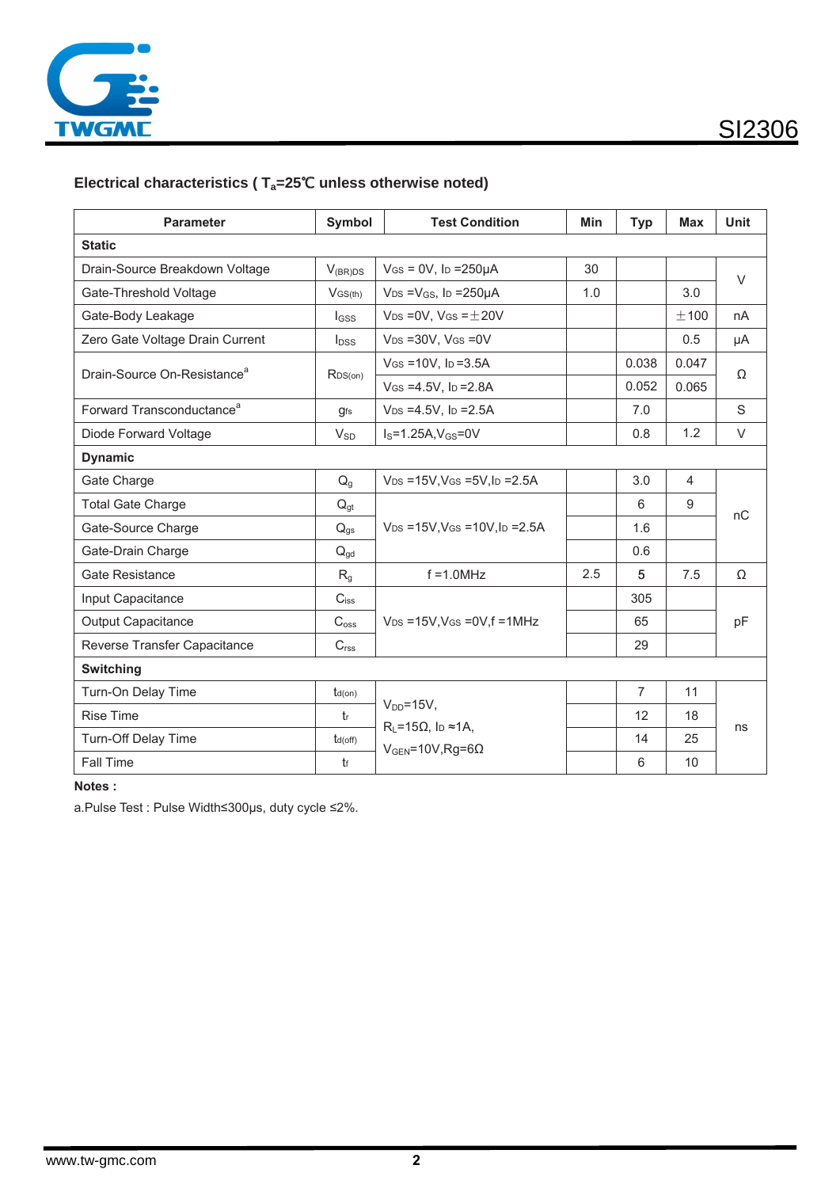## Electrical characteristics ( $T_a$=25℃ unless otherwise noted)

| Parameter | Symbol | Test Condition | Min | Typ | Max | Unit |
|---|---|---|---|---|---|---|
| **Static** | | | | | | |
| Drain-Source Breakdown Voltage | $V_{(BR)DS}$ | $V_{GS}$ = 0V, $I_D$ =250μA | 30 | | | V |
| Gate-Threshold Voltage | $V_{GS(th)}$ | $V_{DS}$ =$V_{GS}$, $I_D$ =250μA | 1.0 | | 3.0 | V |
| Gate-Body Leakage | $I_{GSS}$ | $V_{DS}$ =0V, $V_{GS}$ =±20V | | | ±100 | nA |
| Zero Gate Voltage Drain Current | $I_{DSS}$ | $V_{DS}$ =30V, $V_{GS}$ =0V | | | 0.5 | μA |
| Drain-Source On-Resistance[a] | $R_{DS(on)}$ | $V_{GS}$ =10V, $I_D$ =3.5A | | 0.038 | 0.047 | Ω |
| | | $V_{GS}$ =4.5V, $I_D$ =2.8A | | 0.052 | 0.065 | Ω |
| Forward Transconductance[a] | $g_{fs}$ | $V_{DS}$ =4.5V, $I_D$ =2.5A | | 7.0 | | S |
| Diode Forward Voltage | $V_{SD}$ | $I_S$=1.25A,$V_{GS}$=0V | | 0.8 | 1.2 | V |
| **Dynamic** | | | | | | |
| Gate Charge | $Q_g$ | $V_{DS}$ =15V,$V_{GS}$ =5V,$I_D$ =2.5A | | 3.0 | 4 | nC |
| Total Gate Charge | $Q_{gt}$ | $V_{DS}$ =15V,$V_{GS}$ =10V,$I_D$ =2.5A | | 6 | 9 | nC |
| Gate-Source Charge | $Q_{gs}$ | | | 1.6 | | nC |
| Gate-Drain Charge | $Q_{gd}$ | | | 0.6 | | nC |
| Gate Resistance | $R_g$ | f =1.0MHz | 2.5 | 5 | 7.5 | Ω |
| Input Capacitance | $C_{iss}$ | $V_{DS}$ =15V,$V_{GS}$ =0V,f =1MHz | | 305 | | pF |
| Output Capacitance | $C_{oss}$ | | | 65 | | pF |
| Reverse Transfer Capacitance | $C_{rss}$ | | | 29 | | pF |
| **Switching** | | | | | | |
| Turn-On Delay Time | $t_{d(on)}$ | $V_{DD}$=15V, $R_L$=15Ω, $I_D$ ≈1A, $V_{GEN}$=10V,Rg=6Ω | | 7 | 11 | ns |
| Rise Time | $t_r$ | | | 12 | 18 | ns |
| Turn-Off Delay Time | $t_{d(off)}$ | | | 14 | 25 | ns |
| Fall Time | $t_f$ | | | 6 | 10 | ns |

**Notes :**

a.Pulse Test : Pulse Width≤300μs, duty cycle ≤2%.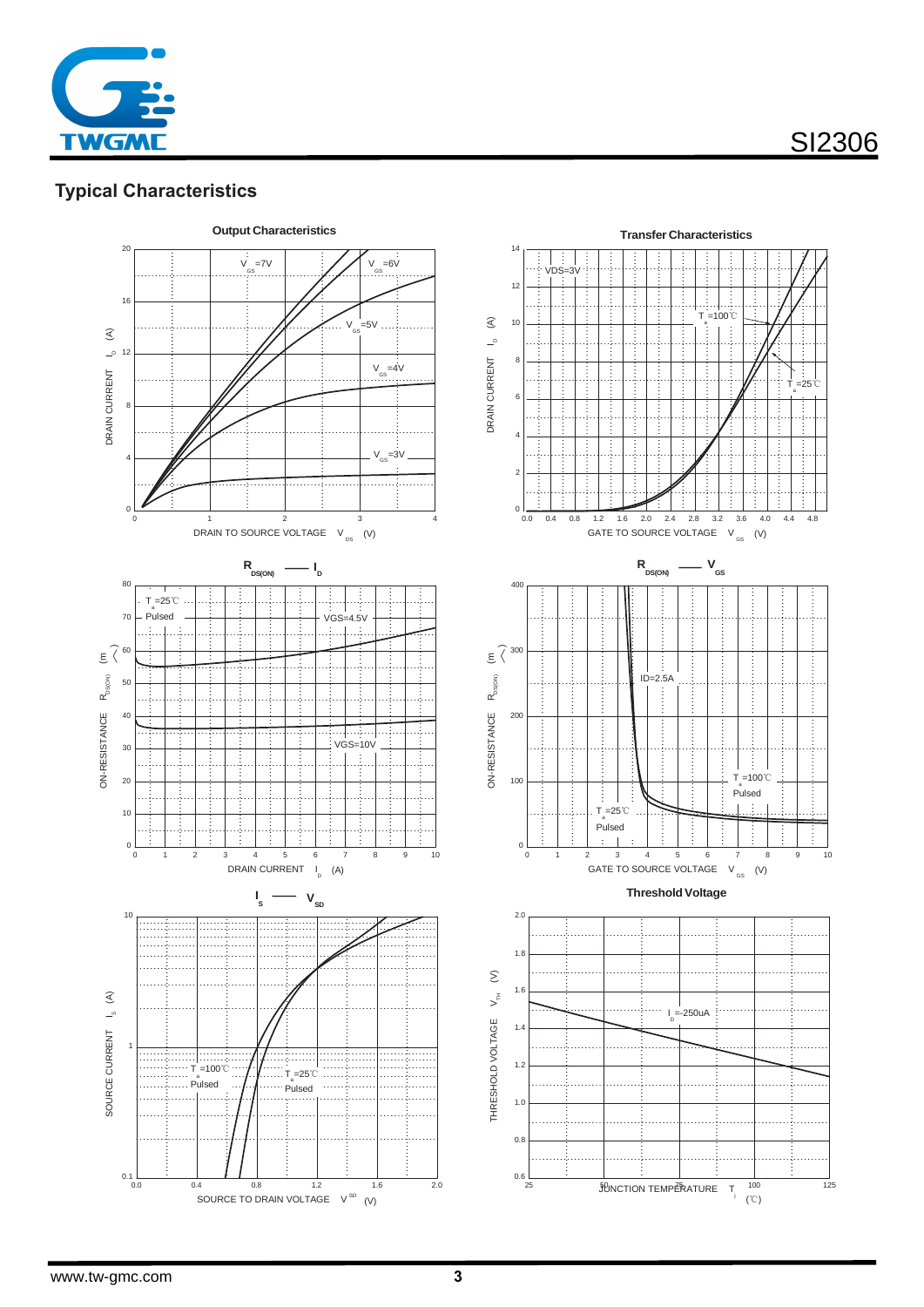## Typical Characteristics

**Output Characteristics**

$V_{GS}$=7V, $V_{GS}$=6V, $V_{GS}$=5V, $V_{GS}$=4V, $V_{GS}$=3V

DRAIN CURRENT $I_D$ (A)

DRAIN TO SOURCE VOLTAGE $V_{DS}$ (V)

**Transfer Characteristics**

VDS=3V

$T_a$=100℃, $T_a$=25℃

DRAIN CURRENT $I_D$ (A)

GATE TO SOURCE VOLTAGE $V_{GS}$ (V)

**$R_{DS(ON)}$ — $I_D$**

$T_a$=25℃ Pulsed

VGS=4.5V, VGS=10V

ON-RESISTANCE $R_{DS(ON)}$ (mΩ)

DRAIN CURRENT $I_D$ (A)

**$R_{DS(ON)}$ — $V_{GS}$**

ID=2.5A

$T_a$=100℃ Pulsed, $T_a$=25℃ Pulsed

ON-RESISTANCE $R_{DS(ON)}$ (mΩ)

GATE TO SOURCE VOLTAGE $V_{GS}$ (V)

**$I_S$ — $V_{SD}$**

$T_a$=100℃ Pulsed, $T_a$=25℃ Pulsed

SOURCE CURRENT $I_S$ (A)

SOURCE TO DRAIN VOLTAGE $V_{SD}$ (V)

**Threshold Voltage**

$I_D$=-250uA

THRESHOLD VOLTAGE $V_{TH}$ (V)

JUNCTION TEMPERATURE $T_j$ (℃)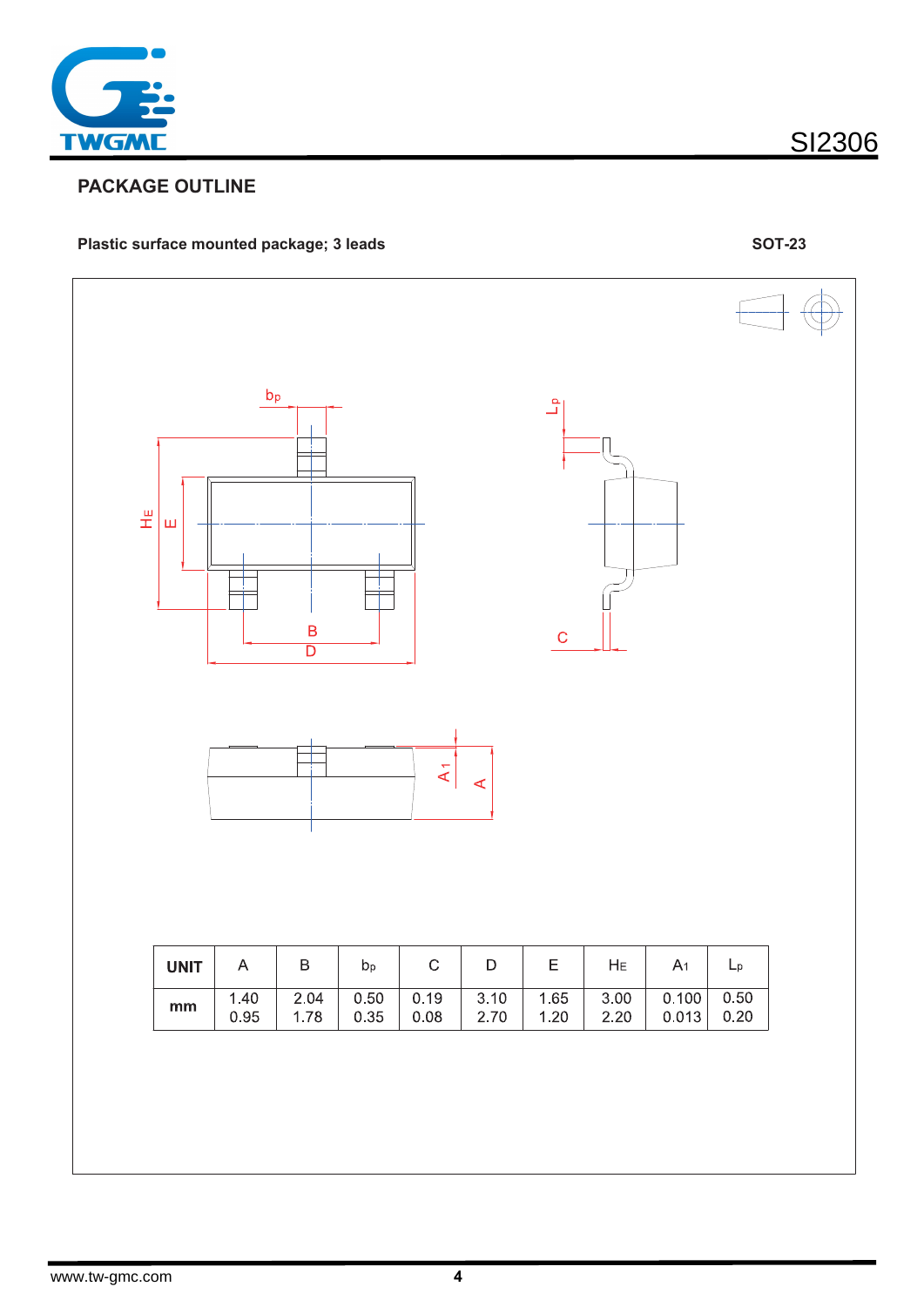## PACKAGE OUTLINE

**Plastic surface mounted package; 3 leads** **SOT-23**

$b_p$

$L_p$

$H_E$

E

B

D

C

$A_1$

A

| UNIT | A | B | $b_p$ | C | D | E | $H_E$ | $A_1$ | $L_p$ |
|---|---|---|---|---|---|---|---|---|---|
| mm | 1.40<br>0.95 | 2.04<br>1.78 | 0.50<br>0.35 | 0.19<br>0.08 | 3.10<br>2.70 | 1.65<br>1.20 | 3.00<br>2.20 | 0.100<br>0.013 | 0.50<br>0.20 |